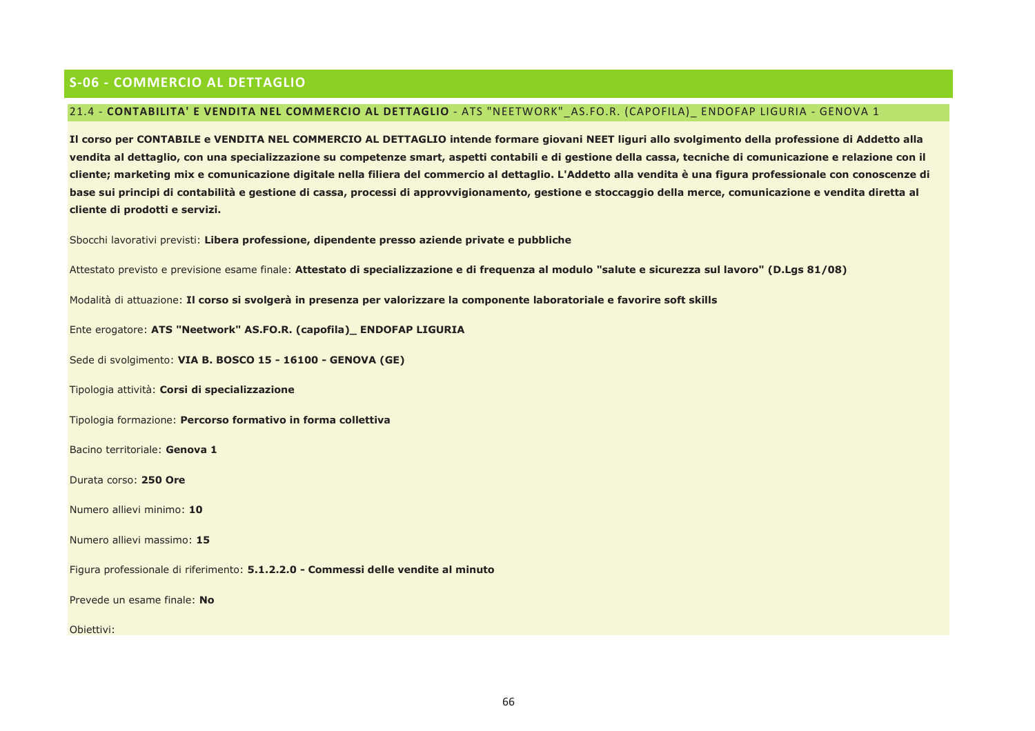## S-06 - COMMERCIO AL DETTAGLIO

### 21.4 - **CONTABILITA' E VENDITA NEL COMMERCIO AL DETTAGLIO** - ATS "NEETWORK"_AS.FO.R. (CAPOFILA)_ ENDOFAP LIGURIA - GENOVA 1

**Il corso per CONTABILE e VENDITA NEL COMMERCIO AL DETTAGLIO intende formare giovani NEET liguri allo svolgimento della professione di Addetto alla vendita al dettaglio, con una specializzazione su competenze smart, aspetti contabili e di gestione della cassa, tecniche di comunicazione e relazione con il cliente; marketing mix e comunicazione digitale nella filiera del commercio al dettaglio. L'Addetto alla vendita è una figura professionale con conoscenze di base sui principi di contabilità e gestione di cassa, processi di approvvigionamento, gestione e stoccaggio della merce, comunicazione e vendita diretta al cliente di prodotti e servizi.**

Sbocchi lavorativi previsti: **Libera professione, dipendente presso aziende private e pubbliche**

Attestato previsto e previsione esame finale: **Attestato di specializzazione e di frequenza al modulo "salute e sicurezza sul lavoro" (D.Lgs 81/08)**

Modalità di attuazione: **Il corso si svolgerà in presenza per valorizzare la componente laboratoriale e favorire soft skills**

Ente erogatore: **ATS "Neetwork" AS.FO.R. (capofila)_ ENDOFAP LIGURIA**

Sede di svolgimento: **VIA B. BOSCO 15 - 16100 - GENOVA (GE)**

Tipologia attività: **Corsi di specializzazione**

Tipologia formazione: **Percorso formativo in forma collettiva**

Bacino territoriale: **Genova 1**

Durata corso: **250 Ore**

Numero allievi minimo: **10**

Numero allievi massimo: **15**

Figura professionale di riferimento: **5.1.2.2.0 - Commessi delle vendite al minuto**

Prevede un esame finale: **No**

Obiettivi: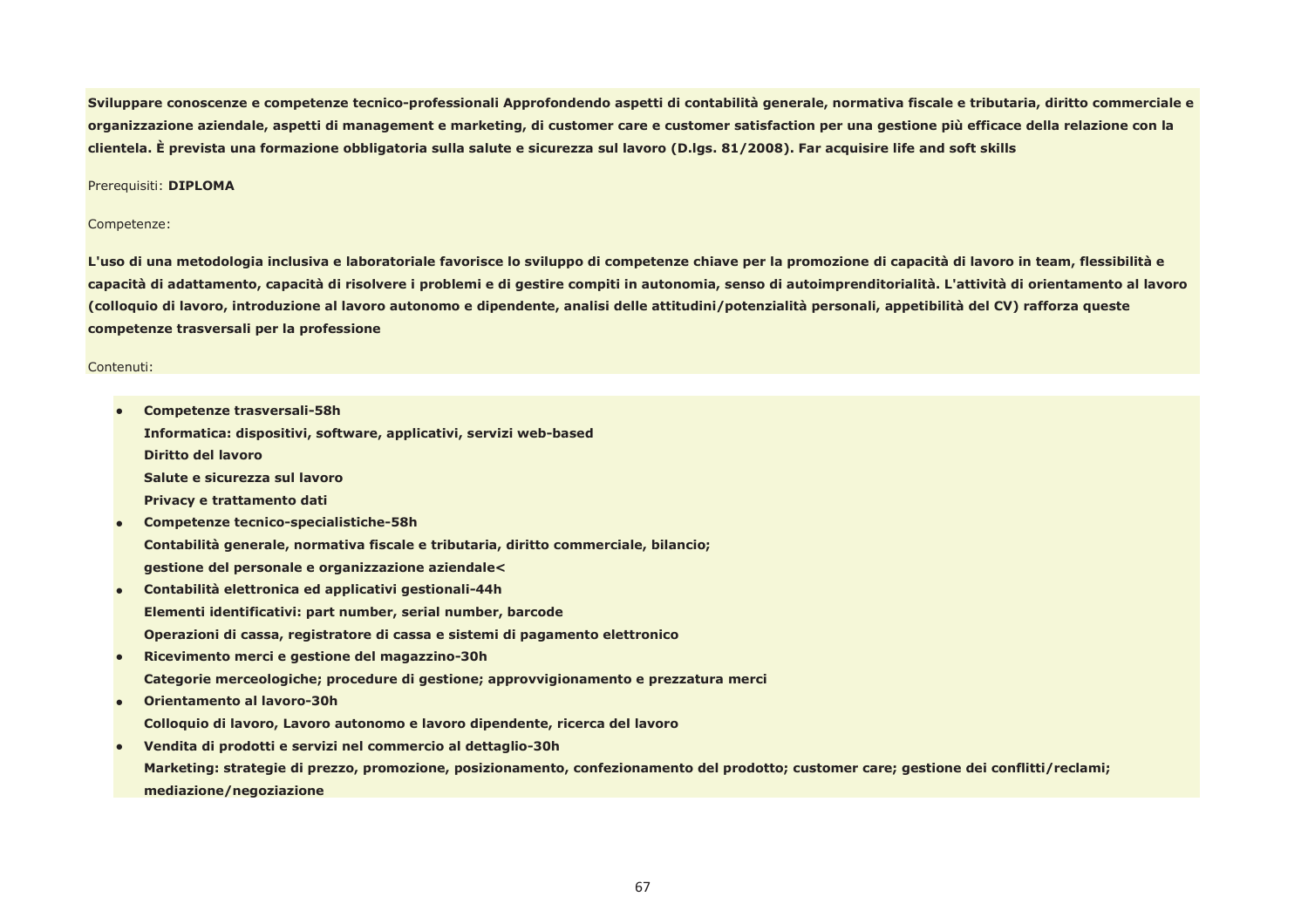**Sviluppare conoscenze e competenze tecnico-professionali Approfondendo aspetti di contabilità generale, normativa fiscale e tributaria, diritto commerciale e organizzazione aziendale, aspetti di management e marketing, di customer care e customer satisfaction per una gestione più efficace della relazione con la clientela. È prevista una formazione obbligatoria sulla salute e sicurezza sul lavoro (D.lgs. 81/2008). Far acquisire life and soft skills**

Prerequisiti: **DIPLOMA**

Competenze:

**L'uso di una metodologia inclusiva e laboratoriale favorisce lo sviluppo di competenze chiave per la promozione di capacità di lavoro in team, flessibilità e capacità di adattamento, capacità di risolvere i problemi e di gestire compiti in autonomia, senso di autoimprenditorialità. L'attività di orientamento al lavoro (colloquio di lavoro, introduzione al lavoro autonomo e dipendente, analisi delle attitudini/potenzialità personali, appetibilità del CV) rafforza queste competenze trasversali per la professione**

Contenuti:

- **Competenze trasversali-58h**
  **Informatica: dispositivi, software, applicativi, servizi web-based**
  **Diritto del lavoro**
  **Salute e sicurezza sul lavoro**
  **Privacy e trattamento dati**
- **Competenze tecnico-specialistiche-58h**
  **Contabilità generale, normativa fiscale e tributaria, diritto commerciale, bilancio;**
  **gestione del personale e organizzazione aziendale<**
- **Contabilità elettronica ed applicativi gestionali-44h**
  **Elementi identificativi: part number, serial number, barcode**
  **Operazioni di cassa, registratore di cassa e sistemi di pagamento elettronico**
- **Ricevimento merci e gestione del magazzino-30h**
  **Categorie merceologiche; procedure di gestione; approvvigionamento e prezzatura merci**
- **Orientamento al lavoro-30h**
  **Colloquio di lavoro, Lavoro autonomo e lavoro dipendente, ricerca del lavoro**
- **Vendita di prodotti e servizi nel commercio al dettaglio-30h**
  **Marketing: strategie di prezzo, promozione, posizionamento, confezionamento del prodotto; customer care; gestione dei conflitti/reclami; mediazione/negoziazione**